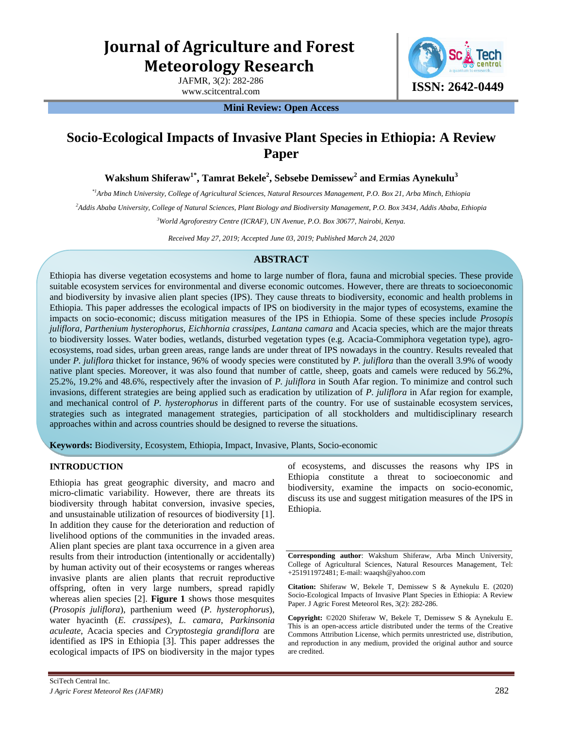# Journal of Agriculture and Forest Meteorology Research

JAFMR, 3(2): 282-286
www.scitcentral.com

ISSN: 2642-0449

**Mini Review: Open Access**

# Socio-Ecological Impacts of Invasive Plant Species in Ethiopia: A Review Paper

**Wakshum Shiferaw[1*], Tamrat Bekele[2], Sebsebe Demissew[2] and Ermias Aynekulu[3]**

*[*1]Arba Minch University, College of Agricultural Sciences, Natural Resources Management, P.O. Box 21, Arba Minch, Ethiopia*

*[2]Addis Ababa University, College of Natural Sciences, Plant Biology and Biodiversity Management, P.O. Box 3434, Addis Ababa, Ethiopia*

*[3]World Agroforestry Centre (ICRAF), UN Avenue, P.O. Box 30677, Nairobi, Kenya.*

*Received May 27, 2019; Accepted June 03, 2019; Published March 24, 2020*

## ABSTRACT

Ethiopia has diverse vegetation ecosystems and home to large number of flora, fauna and microbial species. These provide suitable ecosystem services for environmental and diverse economic outcomes. However, there are threats to socioeconomic and biodiversity by invasive alien plant species (IPS). They cause threats to biodiversity, economic and health problems in Ethiopia. This paper addresses the ecological impacts of IPS on biodiversity in the major types of ecosystems, examine the impacts on socio-economic; discuss mitigation measures of the IPS in Ethiopia. Some of these species include *Prosopis juliflora*, *Parthenium hysterophorus*, *Eichhornia crassipes*, *Lantana camara* and Acacia species, which are the major threats to biodiversity losses. Water bodies, wetlands, disturbed vegetation types (e.g. Acacia-Commiphora vegetation type), agro-ecosystems, road sides, urban green areas, range lands are under threat of IPS nowadays in the country. Results revealed that under *P. juliflora* thicket for instance, 96% of woody species were constituted by *P. juliflora* than the overall 3.9% of woody native plant species. Moreover, it was also found that number of cattle, sheep, goats and camels were reduced by 56.2%, 25.2%, 19.2% and 48.6%, respectively after the invasion of *P. juliflora* in South Afar region. To minimize and control such invasions, different strategies are being applied such as eradication by utilization of *P. juliflora* in Afar region for example, and mechanical control of *P. hysterophorus* in different parts of the country. For use of sustainable ecosystem services, strategies such as integrated management strategies, participation of all stockholders and multidisciplinary research approaches within and across countries should be designed to reverse the situations.

**Keywords:** Biodiversity, Ecosystem, Ethiopia, Impact, Invasive, Plants, Socio-economic

## INTRODUCTION

Ethiopia has great geographic diversity, and macro and micro-climatic variability. However, there are threats to its biodiversity through habitat conversion, invasive species, and unsustainable utilization of resources of biodiversity [1]. In addition they cause for the deterioration and reduction of livelihood options of the communities in the invaded areas. Alien plant species are plant taxa occurrence in a given area results from their introduction (intentionally or accidentally) by human activity out of their ecosystems or ranges whereas invasive plants are alien plants that recruit reproductive offspring, often in very large numbers, spread rapidly whereas alien species [2]. **Figure 1** shows those mesquites (*Prosopis juliflora*), parthenium weed (*P. hysterophorus*), water hyacinth (*E. crassipes*), *L. camara*, *Parkinsonia aculeate*, Acacia species and *Cryptostegia grandiflora* are identified as IPS in Ethiopia [3]. This paper addresses the ecological impacts of IPS on biodiversity in the major types of ecosystems, and discusses the reasons why IPS in Ethiopia constitute a threat to socioeconomic and biodiversity, examine the impacts on socio-economic, discuss its use and suggest mitigation measures of the IPS in Ethiopia.

**Corresponding author**: Wakshum Shiferaw, Arba Minch University, College of Agricultural Sciences, Natural Resources Management, Tel: +251911972481; E-mail: waaqsh@yahoo.com

**Citation:** Shiferaw W, Bekele T, Demissew S & Aynekulu E. (2020) Socio-Ecological Impacts of Invasive Plant Species in Ethiopia: A Review Paper. J Agric Forest Meteorol Res, 3(2): 282-286.

**Copyright:** ©2020 Shiferaw W, Bekele T, Demissew S & Aynekulu E. This is an open-access article distributed under the terms of the Creative Commons Attribution License, which permits unrestricted use, distribution, and reproduction in any medium, provided the original author and source are credited.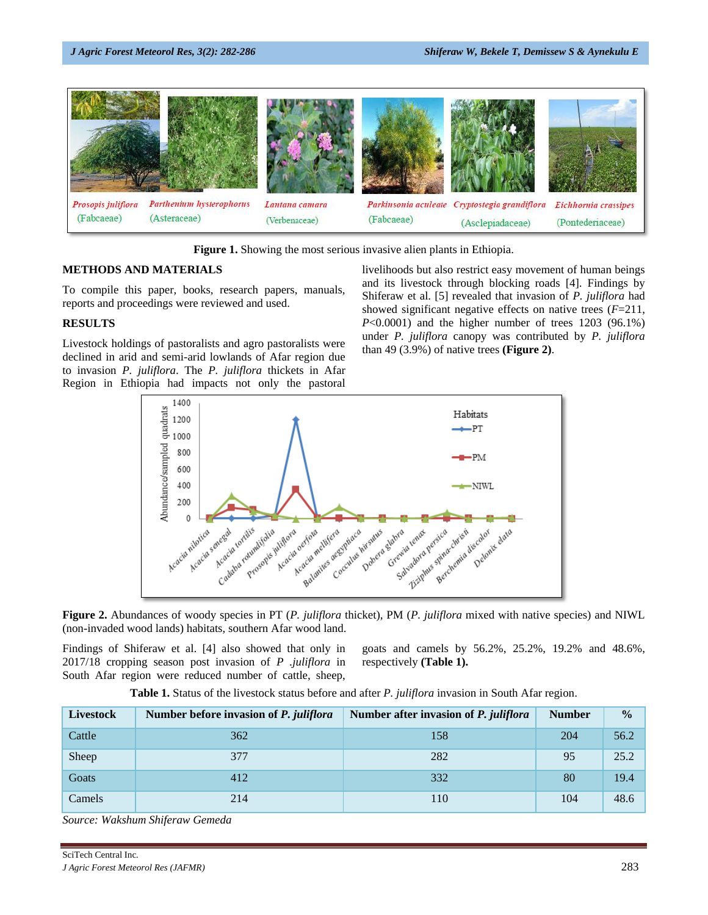Figure 1. Showing the most serious invasive alien plants in Ethiopia.

## METHODS AND MATERIALS

To compile this paper, books, research papers, manuals, reports and proceedings were reviewed and used.

## RESULTS

Livestock holdings of pastoralists and agro pastoralists were declined in arid and semi-arid lowlands of Afar region due to invasion *P. juliflora*. The *P. juliflora* thickets in Afar Region in Ethiopia had impacts not only the pastoral livelihoods but also restrict easy movement of human beings and its livestock through blocking roads [4]. Findings by Shiferaw et al. [5] revealed that invasion of *P. juliflora* had showed significant negative effects on native trees ($F$=211, $P$<0.0001) and the higher number of trees 1203 (96.1%) under *P. juliflora* canopy was contributed by *P. juliflora* than 49 (3.9%) of native trees **(Figure 2)**.

**Figure 2.** Abundances of woody species in PT (*P. juliflora* thicket), PM (*P. juliflora* mixed with native species) and NIWL (non-invaded wood lands) habitats, southern Afar wood land.

Findings of Shiferaw et al. [4] also showed that only in 2017/18 cropping season post invasion of *P .juliflora* in South Afar region were reduced number of cattle, sheep, goats and camels by 56.2%, 25.2%, 19.2% and 48.6%, respectively **(Table 1).**

**Table 1.** Status of the livestock status before and after *P. juliflora* invasion in South Afar region.

| Livestock | Number before invasion of *P. juliflora* | Number after invasion of *P. juliflora* | Number | % |
|---|---|---|---|---|
| Cattle | 362 | 158 | 204 | 56.2 |
| Sheep | 377 | 282 | 95 | 25.2 |
| Goats | 412 | 332 | 80 | 19.4 |
| Camels | 214 | 110 | 104 | 48.6 |

*Source: Wakshum Shiferaw Gemeda*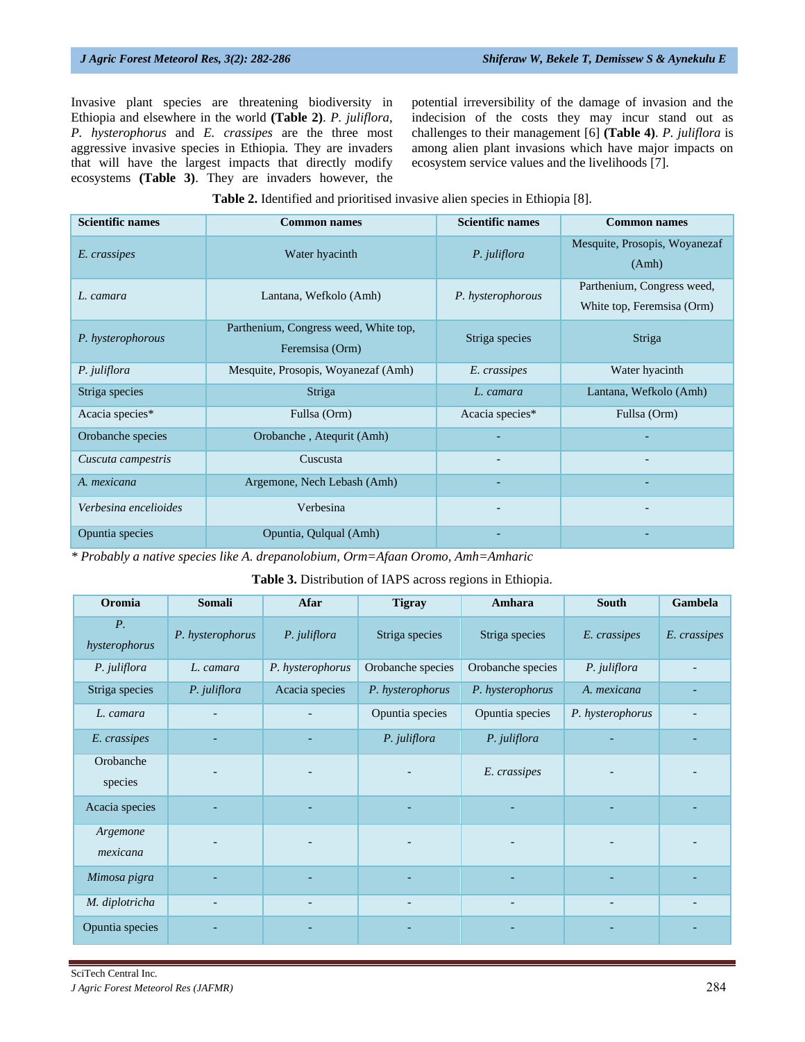Invasive plant species are threatening biodiversity in Ethiopia and elsewhere in the world **(Table 2)**. *P. juliflora, P. hysterophorus* and *E. crassipes* are the three most aggressive invasive species in Ethiopia. They are invaders that will have the largest impacts that directly modify ecosystems **(Table 3)**. They are invaders however, the potential irreversibility of the damage of invasion and the indecision of the costs they may incur stand out as challenges to their management [6] **(Table 4)**. *P. juliflora* is among alien plant invasions which have major impacts on ecosystem service values and the livelihoods [7].

**Table 2.** Identified and prioritised invasive alien species in Ethiopia [8].

| Scientific names | Common names | Scientific names | Common names |
|---|---|---|---|
| *E. crassipes* | Water hyacinth | *P. juliflora* | Mesquite, Prosopis, Woyanezaf (Amh) |
| *L. camara* | Lantana, Wefkolo (Amh) | *P. hysterophorous* | Parthenium, Congress weed, White top, Feremsisa (Orm) |
| *P. hysterophorous* | Parthenium, Congress weed, White top, Feremsisa (Orm) | Striga species | Striga |
| *P. juliflora* | Mesquite, Prosopis, Woyanezaf (Amh) | *E. crassipes* | Water hyacinth |
| Striga species | Striga | *L. camara* | Lantana, Wefkolo (Amh) |
| Acacia species* | Fullsa (Orm) | Acacia species* | Fullsa (Orm) |
| Orobanche species | Orobanche , Atequrit (Amh) | - | - |
| *Cuscuta campestris* | Cuscusta | - | - |
| *A. mexicana* | Argemone, Nech Lebash (Amh) | - | - |
| *Verbesina encelioides* | Verbesina | - | - |
| Opuntia species | Opuntia, Qulqual (Amh) | - | - |

*\* Probably a native species like A. drepanolobium, Orm=Afaan Oromo, Amh=Amharic*

**Table 3.** Distribution of IAPS across regions in Ethiopia.

| Oromia | Somali | Afar | Tigray | Amhara | South | Gambela |
|---|---|---|---|---|---|---|
| *P. hysterophorus* | *P. hysterophorus* | *P. juliflora* | Striga species | Striga species | *E. crassipes* | *E. crassipes* |
| *P. juliflora* | *L. camara* | *P. hysterophorus* | Orobanche species | Orobanche species | *P. juliflora* | - |
| Striga species | *P. juliflora* | Acacia species | *P. hysterophorus* | *P. hysterophorus* | *A. mexicana* | - |
| *L. camara* | - | - | Opuntia species | Opuntia species | *P. hysterophorus* | - |
| *E. crassipes* | - | - | *P. juliflora* | *P. juliflora* | - | - |
| Orobanche species | - | - | - | *E. crassipes* | - | - |
| Acacia species | - | - | - | - | - | - |
| *Argemone mexicana* | - | - | - | - | - | - |
| *Mimosa pigra* | - | - | - | - | - | - |
| *M. diplotricha* | - | - | - | - | - | - |
| Opuntia species | - | - | - | - | - | - |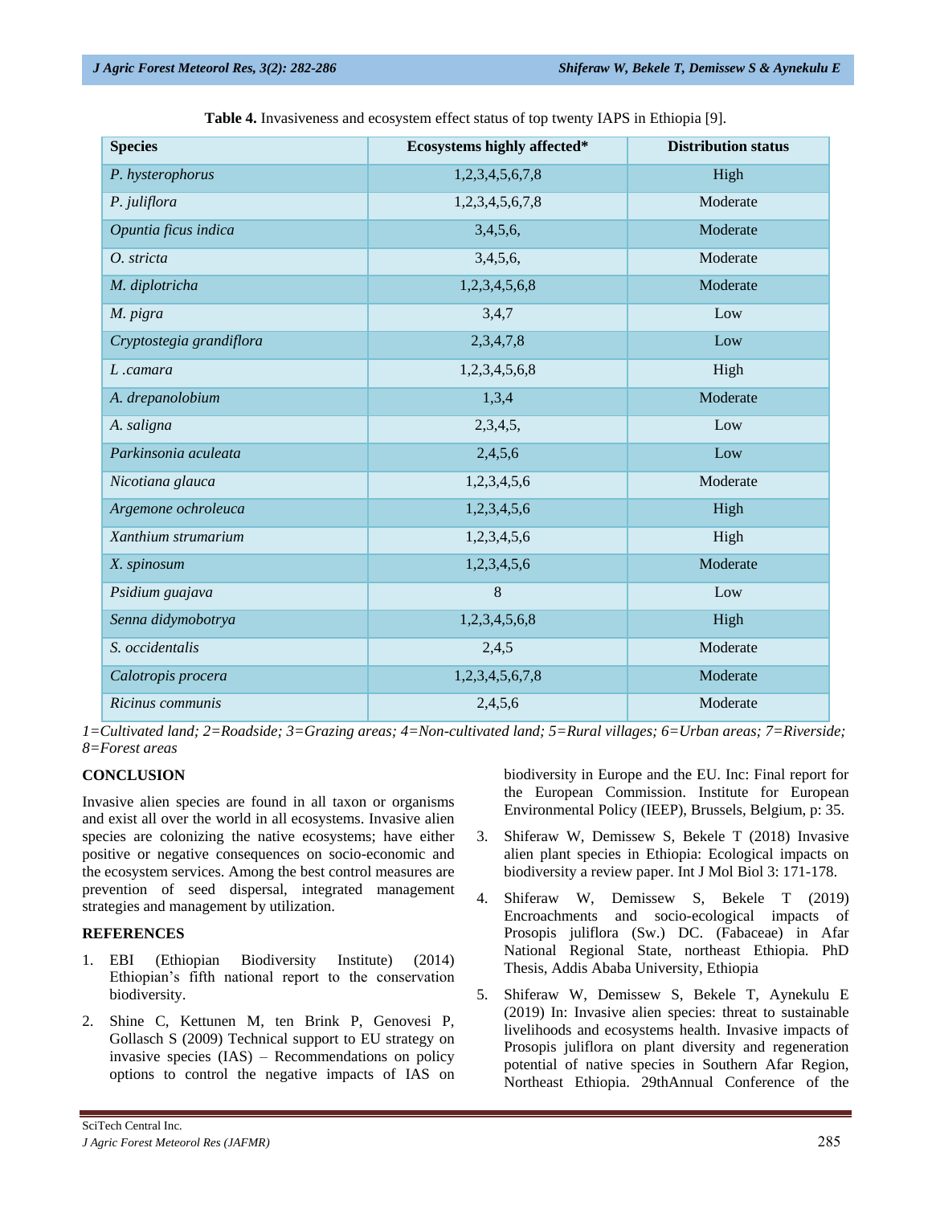**Table 4.** Invasiveness and ecosystem effect status of top twenty IAPS in Ethiopia [9].

| Species | Ecosystems highly affected* | Distribution status |
|---|---|---|
| *P. hysterophorus* | 1,2,3,4,5,6,7,8 | High |
| *P. juliflora* | 1,2,3,4,5,6,7,8 | Moderate |
| *Opuntia ficus indica* | 3,4,5,6, | Moderate |
| *O. stricta* | 3,4,5,6, | Moderate |
| *M. diplotricha* | 1,2,3,4,5,6,8 | Moderate |
| *M. pigra* | 3,4,7 | Low |
| *Cryptostegia grandiflora* | 2,3,4,7,8 | Low |
| *L .camara* | 1,2,3,4,5,6,8 | High |
| *A. drepanolobium* | 1,3,4 | Moderate |
| *A. saligna* | 2,3,4,5, | Low |
| *Parkinsonia aculeata* | 2,4,5,6 | Low |
| *Nicotiana glauca* | 1,2,3,4,5,6 | Moderate |
| *Argemone ochroleuca* | 1,2,3,4,5,6 | High |
| *Xanthium strumarium* | 1,2,3,4,5,6 | High |
| *X. spinosum* | 1,2,3,4,5,6 | Moderate |
| *Psidium guajava* | 8 | Low |
| *Senna didymobotrya* | 1,2,3,4,5,6,8 | High |
| *S. occidentalis* | 2,4,5 | Moderate |
| *Calotropis procera* | 1,2,3,4,5,6,7,8 | Moderate |
| *Ricinus communis* | 2,4,5,6 | Moderate |

*1=Cultivated land; 2=Roadside; 3=Grazing areas; 4=Non-cultivated land; 5=Rural villages; 6=Urban areas; 7=Riverside; 8=Forest areas*

## CONCLUSION

Invasive alien species are found in all taxon or organisms and exist all over the world in all ecosystems. Invasive alien species are colonizing the native ecosystems; have either positive or negative consequences on socio-economic and the ecosystem services. Among the best control measures are prevention of seed dispersal, integrated management strategies and management by utilization.

## REFERENCES

1. EBI (Ethiopian Biodiversity Institute) (2014) Ethiopian's fifth national report to the conservation biodiversity.
2. Shine C, Kettunen M, ten Brink P, Genovesi P, Gollasch S (2009) Technical support to EU strategy on invasive species (IAS) – Recommendations on policy options to control the negative impacts of IAS on biodiversity in Europe and the EU. Inc: Final report for the European Commission. Institute for European Environmental Policy (IEEP), Brussels, Belgium, p: 35.
3. Shiferaw W, Demissew S, Bekele T (2018) Invasive alien plant species in Ethiopia: Ecological impacts on biodiversity a review paper. Int J Mol Biol 3: 171-178.
4. Shiferaw W, Demissew S, Bekele T (2019) Encroachments and socio-ecological impacts of Prosopis juliflora (Sw.) DC. (Fabaceae) in Afar National Regional State, northeast Ethiopia. PhD Thesis, Addis Ababa University, Ethiopia
5. Shiferaw W, Demissew S, Bekele T, Aynekulu E (2019) In: Invasive alien species: threat to sustainable livelihoods and ecosystems health. Invasive impacts of Prosopis juliflora on plant diversity and regeneration potential of native species in Southern Afar Region, Northeast Ethiopia. 29thAnnual Conference of the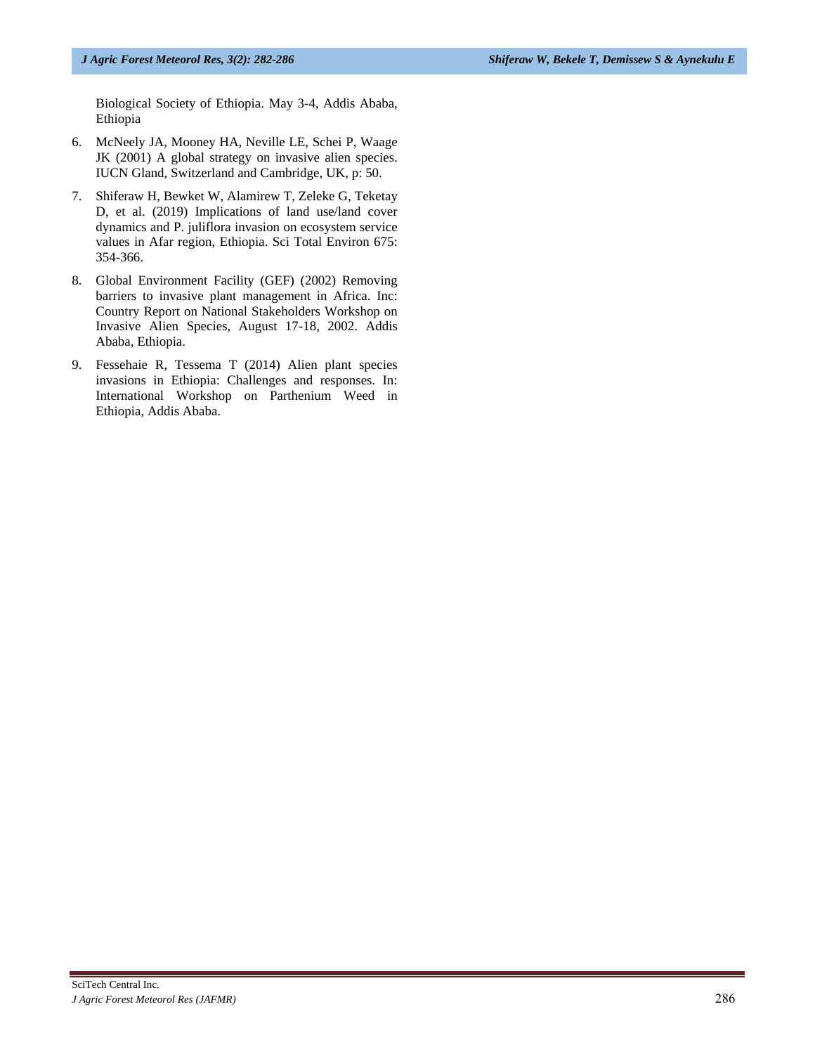Biological Society of Ethiopia. May 3-4, Addis Ababa, Ethiopia

6. McNeely JA, Mooney HA, Neville LE, Schei P, Waage JK (2001) A global strategy on invasive alien species. IUCN Gland, Switzerland and Cambridge, UK, p: 50.

7. Shiferaw H, Bewket W, Alamirew T, Zeleke G, Teketay D, et al. (2019) Implications of land use/land cover dynamics and P. juliflora invasion on ecosystem service values in Afar region, Ethiopia. Sci Total Environ 675: 354-366.

8. Global Environment Facility (GEF) (2002) Removing barriers to invasive plant management in Africa. Inc: Country Report on National Stakeholders Workshop on Invasive Alien Species, August 17-18, 2002. Addis Ababa, Ethiopia.

9. Fessehaie R, Tessema T (2014) Alien plant species invasions in Ethiopia: Challenges and responses. In: International Workshop on Parthenium Weed in Ethiopia, Addis Ababa.